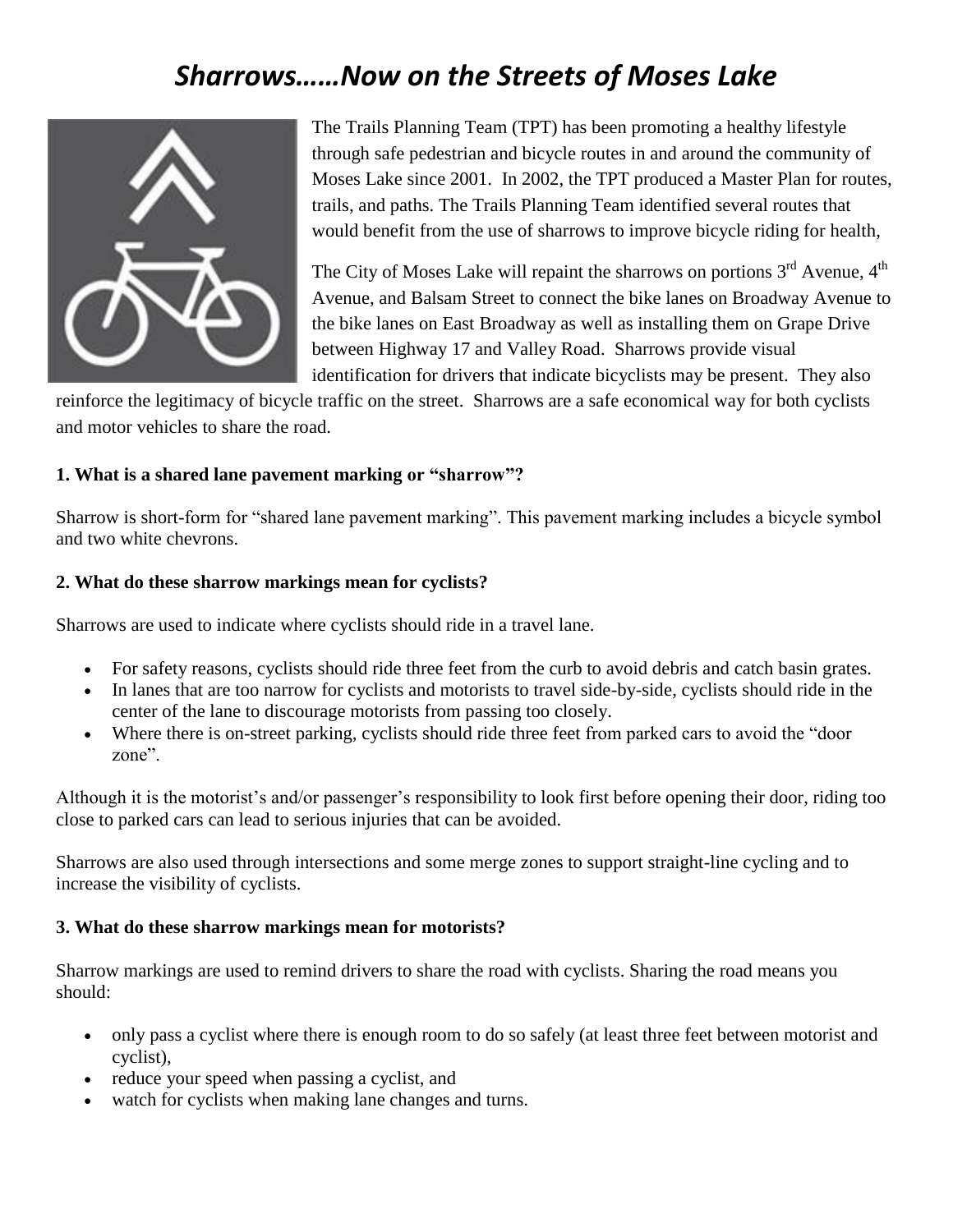# *Sharrows……Now on the Streets of Moses Lake*

The Trails Planning Team (TPT) has been promoting a healthy lifestyle through safe pedestrian and bicycle routes in and around the community of Moses Lake since 2001. In 2002, the TPT produced a Master Plan for routes, trails, and paths. The Trails Planning Team identified several routes that would benefit from the use of sharrows to improve bicycle riding for health,

The City of Moses Lake will repaint the sharrows on portions 3rd Avenue, 4th Avenue, and Balsam Street to connect the bike lanes on Broadway Avenue to the bike lanes on East Broadway as well as installing them on Grape Drive between Highway 17 and Valley Road. Sharrows provide visual identification for drivers that indicate bicyclists may be present. They also reinforce the legitimacy of bicycle traffic on the street. Sharrows are a safe economical way for both cyclists and motor vehicles to share the road.

**1. What is a shared lane pavement marking or "sharrow"?**

Sharrow is short-form for "shared lane pavement marking". This pavement marking includes a bicycle symbol and two white chevrons.

**2. What do these sharrow markings mean for cyclists?**

Sharrows are used to indicate where cyclists should ride in a travel lane.

- For safety reasons, cyclists should ride three feet from the curb to avoid debris and catch basin grates.
- In lanes that are too narrow for cyclists and motorists to travel side-by-side, cyclists should ride in the center of the lane to discourage motorists from passing too closely.
- Where there is on-street parking, cyclists should ride three feet from parked cars to avoid the "door zone".

Although it is the motorist's and/or passenger's responsibility to look first before opening their door, riding too close to parked cars can lead to serious injuries that can be avoided.

Sharrows are also used through intersections and some merge zones to support straight-line cycling and to increase the visibility of cyclists.

**3. What do these sharrow markings mean for motorists?**

Sharrow markings are used to remind drivers to share the road with cyclists. Sharing the road means you should:

- only pass a cyclist where there is enough room to do so safely (at least three feet between motorist and cyclist),
- reduce your speed when passing a cyclist, and
- watch for cyclists when making lane changes and turns.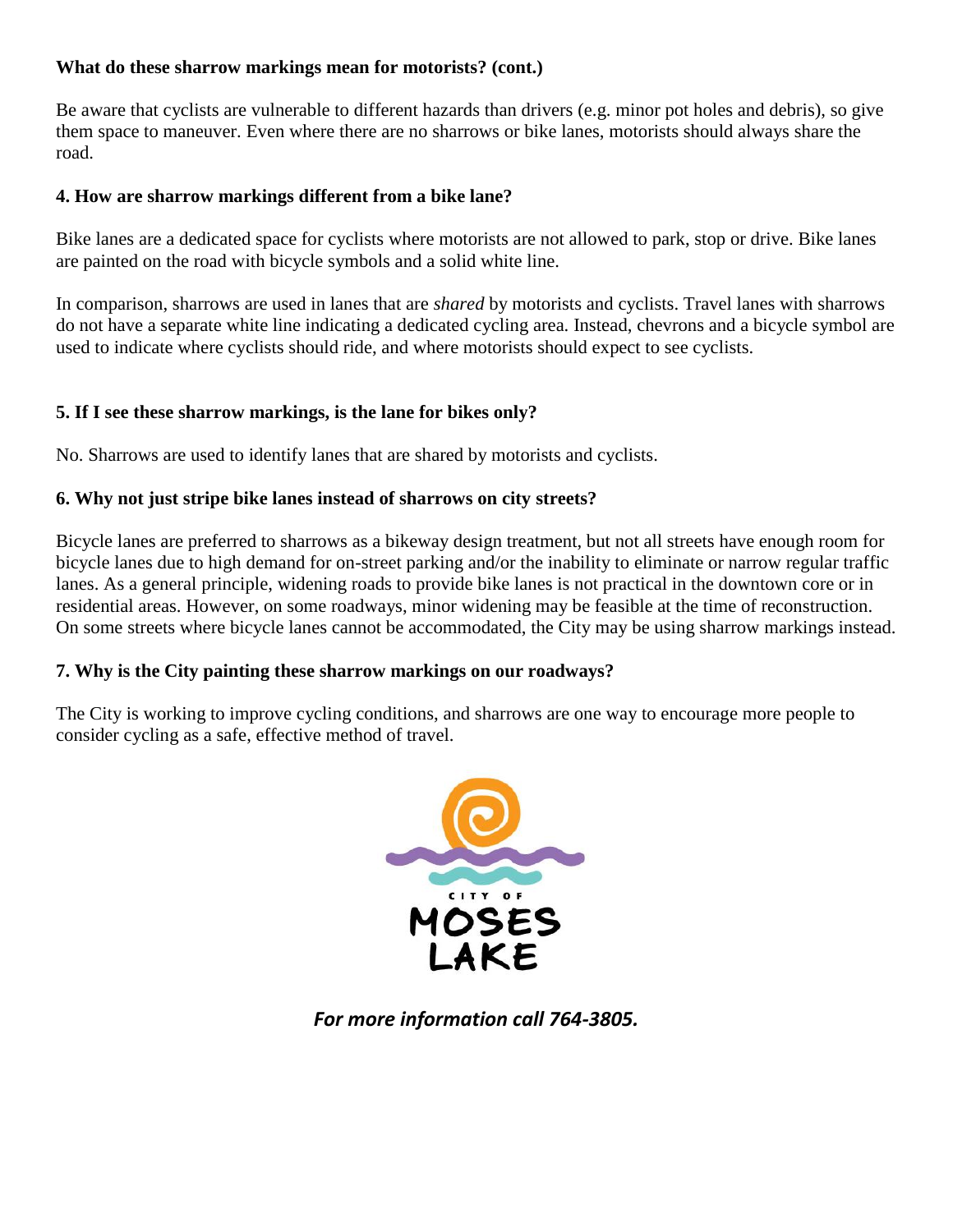**What do these sharrow markings mean for motorists? (cont.)**

Be aware that cyclists are vulnerable to different hazards than drivers (e.g. minor pot holes and debris), so give them space to maneuver. Even where there are no sharrows or bike lanes, motorists should always share the road.

**4. How are sharrow markings different from a bike lane?**

Bike lanes are a dedicated space for cyclists where motorists are not allowed to park, stop or drive. Bike lanes are painted on the road with bicycle symbols and a solid white line.

In comparison, sharrows are used in lanes that are *shared* by motorists and cyclists. Travel lanes with sharrows do not have a separate white line indicating a dedicated cycling area. Instead, chevrons and a bicycle symbol are used to indicate where cyclists should ride, and where motorists should expect to see cyclists.

**5. If I see these sharrow markings, is the lane for bikes only?**

No. Sharrows are used to identify lanes that are shared by motorists and cyclists.

**6. Why not just stripe bike lanes instead of sharrows on city streets?**

Bicycle lanes are preferred to sharrows as a bikeway design treatment, but not all streets have enough room for bicycle lanes due to high demand for on-street parking and/or the inability to eliminate or narrow regular traffic lanes. As a general principle, widening roads to provide bike lanes is not practical in the downtown core or in residential areas. However, on some roadways, minor widening may be feasible at the time of reconstruction. On some streets where bicycle lanes cannot be accommodated, the City may be using sharrow markings instead.

**7. Why is the City painting these sharrow markings on our roadways?**

The City is working to improve cycling conditions, and sharrows are one way to encourage more people to consider cycling as a safe, effective method of travel.

CITY OF MOSES LAKE

***For more information call 764-3805.***